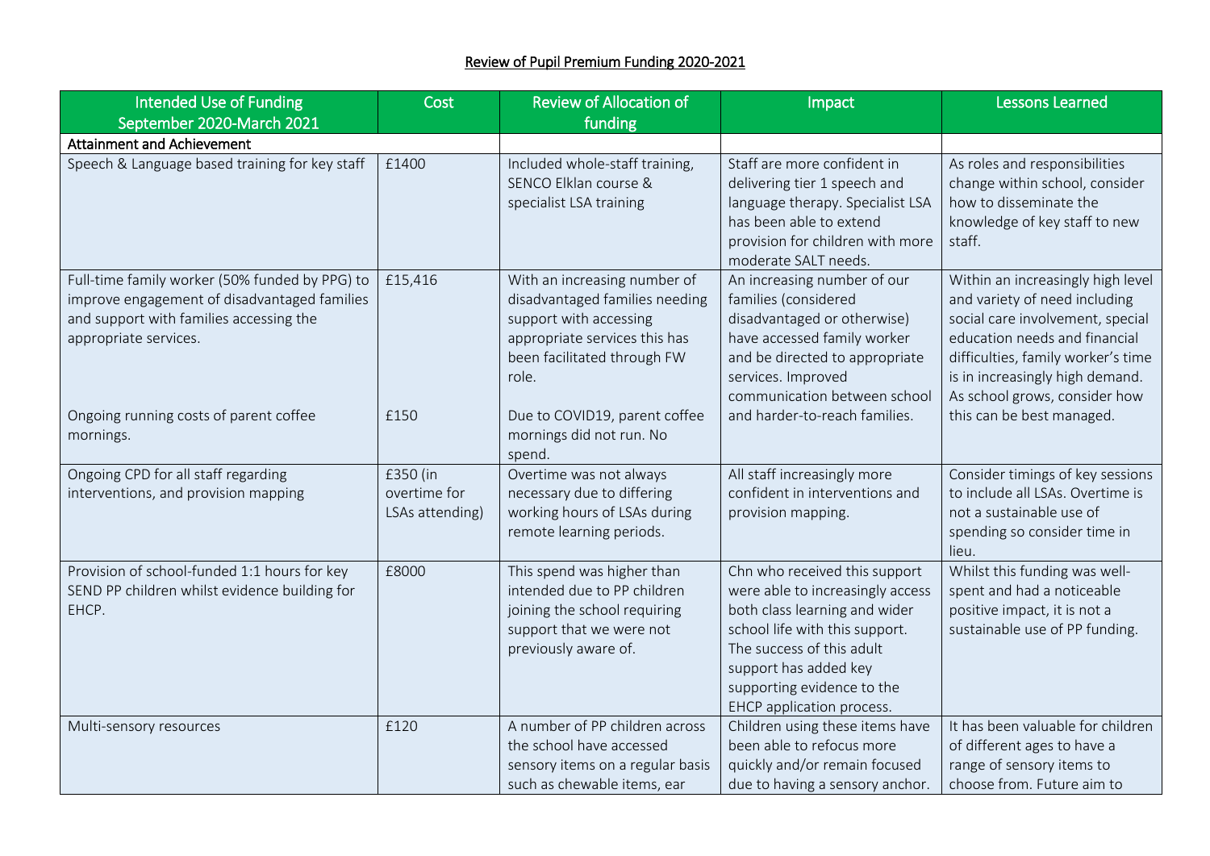# Review of Pupil Premium Funding 2020-2021

| Intended Use of Funding September 2020-March 2021 | Cost | Review of Allocation of funding | Impact | Lessons Learned |
|---|---|---|---|---|
| Attainment and Achievement | | | | |
| Speech & Language based training for key staff | £1400 | Included whole-staff training, SENCO Elklan course & specialist LSA training | Staff are more confident in delivering tier 1 speech and language therapy. Specialist LSA has been able to extend provision for children with more moderate SALT needs. | As roles and responsibilities change within school, consider how to disseminate the knowledge of key staff to new staff. |
| Full-time family worker (50% funded by PPG) to improve engagement of disadvantaged families and support with families accessing the appropriate services.<br><br>Ongoing running costs of parent coffee mornings. | £15,416<br><br>£150 | With an increasing number of disadvantaged families needing support with accessing appropriate services this has been facilitated through FW role.<br><br>Due to COVID19, parent coffee mornings did not run. No spend. | An increasing number of our families (considered disadvantaged or otherwise) have accessed family worker and be directed to appropriate services. Improved communication between school and harder-to-reach families. | Within an increasingly high level and variety of need including social care involvement, special education needs and financial difficulties, family worker's time is in increasingly high demand. As school grows, consider how this can be best managed. |
| Ongoing CPD for all staff regarding interventions, and provision mapping | £350 (in overtime for LSAs attending) | Overtime was not always necessary due to differing working hours of LSAs during remote learning periods. | All staff increasingly more confident in interventions and provision mapping. | Consider timings of key sessions to include all LSAs. Overtime is not a sustainable use of spending so consider time in lieu. |
| Provision of school-funded 1:1 hours for key SEND PP children whilst evidence building for EHCP. | £8000 | This spend was higher than intended due to PP children joining the school requiring support that we were not previously aware of. | Chn who received this support were able to increasingly access both class learning and wider school life with this support. The success of this adult support has added key supporting evidence to the EHCP application process. | Whilst this funding was well-spent and had a noticeable positive impact, it is not a sustainable use of PP funding. |
| Multi-sensory resources | £120 | A number of PP children across the school have accessed sensory items on a regular basis such as chewable items, ear | Children using these items have been able to refocus more quickly and/or remain focused due to having a sensory anchor. | It has been valuable for children of different ages to have a range of sensory items to choose from. Future aim to |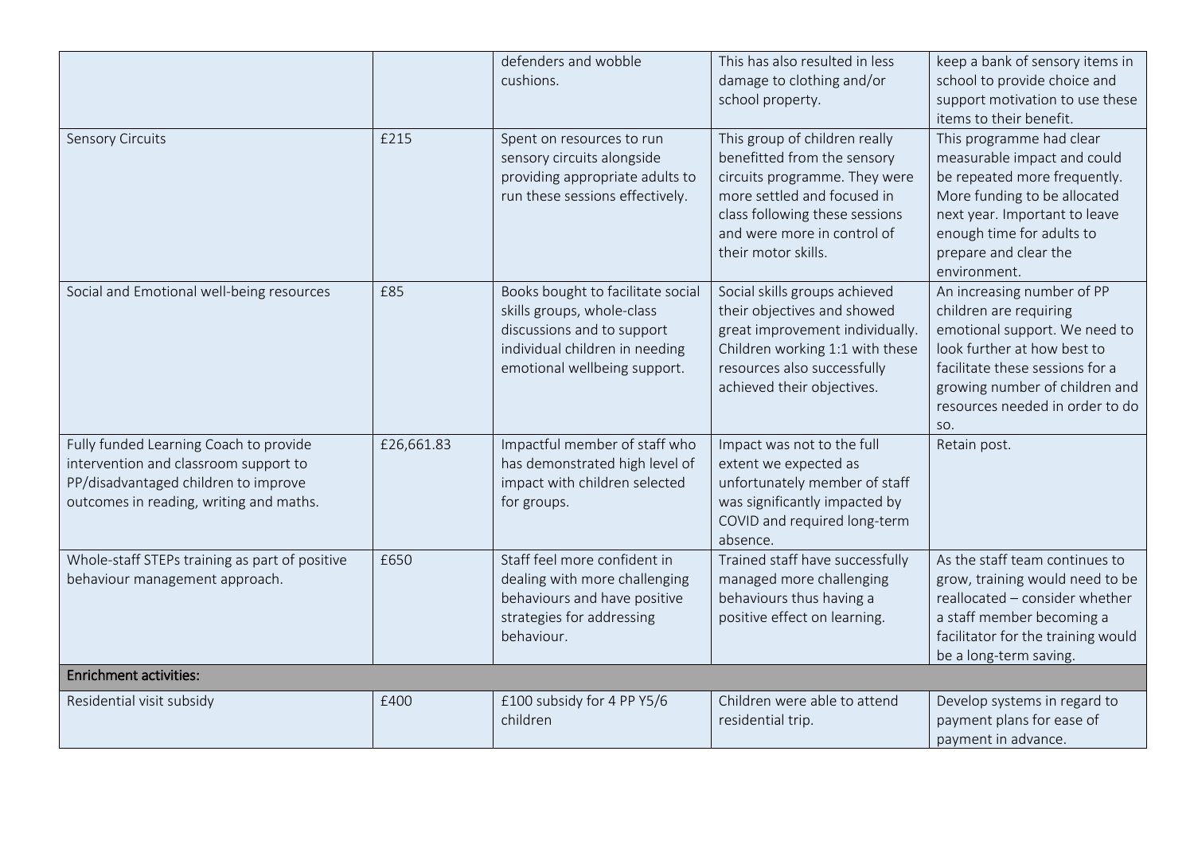|  |  |  |  |  |
| --- | --- | --- | --- | --- |
|  |  | defenders and wobble cushions. | This has also resulted in less damage to clothing and/or school property. | keep a bank of sensory items in school to provide choice and support motivation to use these items to their benefit. |
| Sensory Circuits | £215 | Spent on resources to run sensory circuits alongside providing appropriate adults to run these sessions effectively. | This group of children really benefitted from the sensory circuits programme. They were more settled and focused in class following these sessions and were more in control of their motor skills. | This programme had clear measurable impact and could be repeated more frequently. More funding to be allocated next year. Important to leave enough time for adults to prepare and clear the environment. |
| Social and Emotional well-being resources | £85 | Books bought to facilitate social skills groups, whole-class discussions and to support individual children in needing emotional wellbeing support. | Social skills groups achieved their objectives and showed great improvement individually. Children working 1:1 with these resources also successfully achieved their objectives. | An increasing number of PP children are requiring emotional support. We need to look further at how best to facilitate these sessions for a growing number of children and resources needed in order to do so. |
| Fully funded Learning Coach to provide intervention and classroom support to PP/disadvantaged children to improve outcomes in reading, writing and maths. | £26,661.83 | Impactful member of staff who has demonstrated high level of impact with children selected for groups. | Impact was not to the full extent we expected as unfortunately member of staff was significantly impacted by COVID and required long-term absence. | Retain post. |
| Whole-staff STEPs training as part of positive behaviour management approach. | £650 | Staff feel more confident in dealing with more challenging behaviours and have positive strategies for addressing behaviour. | Trained staff have successfully managed more challenging behaviours thus having a positive effect on learning. | As the staff team continues to grow, training would need to be reallocated – consider whether a staff member becoming a facilitator for the training would be a long-term saving. |
| **Enrichment activities:** |  |  |  |  |
| Residential visit subsidy | £400 | £100 subsidy for 4 PP Y5/6 children | Children were able to attend residential trip. | Develop systems in regard to payment plans for ease of payment in advance. |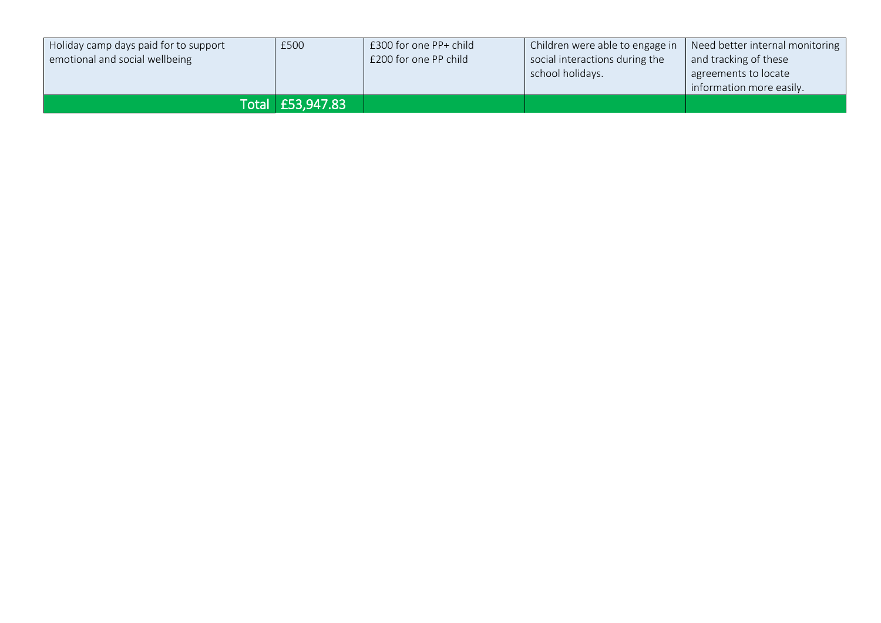| | | | | |
|---|---|---|---|---|
| Holiday camp days paid for to support emotional and social wellbeing | £500 | £300 for one PP+ child<br>£200 for one PP child | Children were able to engage in social interactions during the school holidays. | Need better internal monitoring and tracking of these agreements to locate information more easily. |
| Total | £53,947.83 | | | |